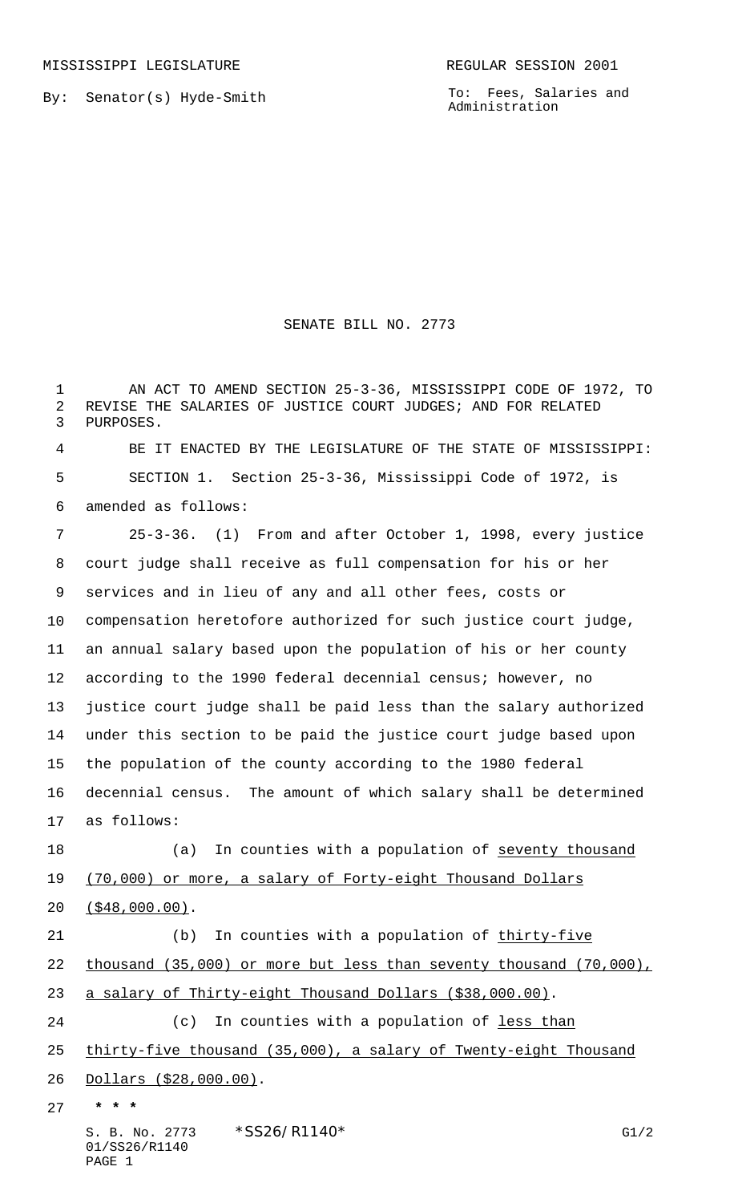MISSISSIPPI LEGISLATURE REGULAR SESSION 2001

By: Senator(s) Hyde-Smith

To: Fees, Salaries and Administration

# SENATE BILL NO. 2773

AN ACT TO AMEND SECTION 25-3-36, MISSISSIPPI CODE OF 1972, TO REVISE THE SALARIES OF JUSTICE COURT JUDGES; AND FOR RELATED PURPOSES.

BE IT ENACTED BY THE LEGISLATURE OF THE STATE OF MISSISSIPPI:

SECTION 1. Section 25-3-36, Mississippi Code of 1972, is amended as follows:

25-3-36. (1) From and after October 1, 1998, every justice court judge shall receive as full compensation for his or her services and in lieu of any and all other fees, costs or compensation heretofore authorized for such justice court judge, an annual salary based upon the population of his or her county according to the 1990 federal decennial census; however, no justice court judge shall be paid less than the salary authorized under this section to be paid the justice court judge based upon the population of the county according to the 1980 federal decennial census. The amount of which salary shall be determined as follows:

(a) In counties with a population of <u>seventy thousand (70,000) or more, a salary of Forty-eight Thousand Dollars ($48,000.00)</u>.

(b) In counties with a population of <u>thirty-five thousand (35,000) or more but less than seventy thousand (70,000), a salary of Thirty-eight Thousand Dollars ($38,000.00)</u>.

(c) In counties with a population of <u>less than thirty-five thousand (35,000), a salary of Twenty-eight Thousand Dollars ($28,000.00)</u>.

* * *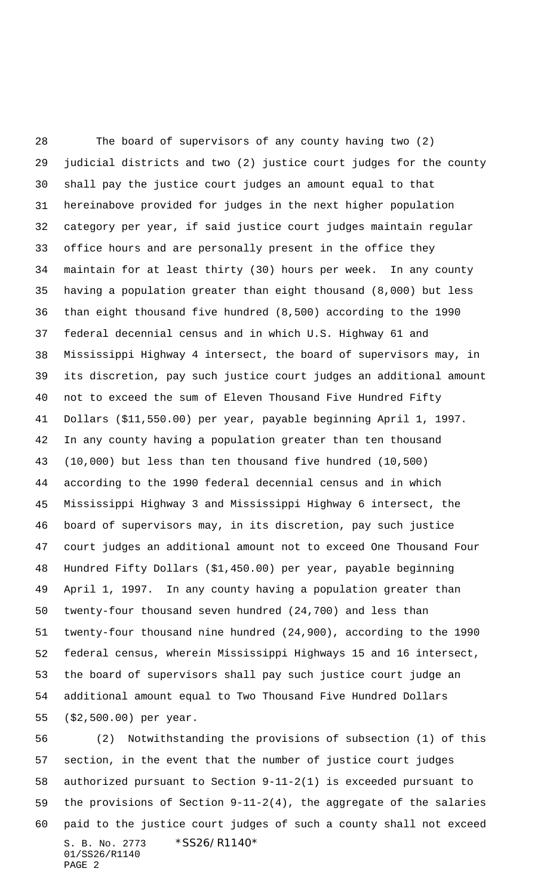The board of supervisors of any county having two (2) judicial districts and two (2) justice court judges for the county shall pay the justice court judges an amount equal to that hereinabove provided for judges in the next higher population category per year, if said justice court judges maintain regular office hours and are personally present in the office they maintain for at least thirty (30) hours per week. In any county having a population greater than eight thousand (8,000) but less than eight thousand five hundred (8,500) according to the 1990 federal decennial census and in which U.S. Highway 61 and Mississippi Highway 4 intersect, the board of supervisors may, in its discretion, pay such justice court judges an additional amount not to exceed the sum of Eleven Thousand Five Hundred Fifty Dollars ($11,550.00) per year, payable beginning April 1, 1997. In any county having a population greater than ten thousand (10,000) but less than ten thousand five hundred (10,500) according to the 1990 federal decennial census and in which Mississippi Highway 3 and Mississippi Highway 6 intersect, the board of supervisors may, in its discretion, pay such justice court judges an additional amount not to exceed One Thousand Four Hundred Fifty Dollars ($1,450.00) per year, payable beginning April 1, 1997. In any county having a population greater than twenty-four thousand seven hundred (24,700) and less than twenty-four thousand nine hundred (24,900), according to the 1990 federal census, wherein Mississippi Highways 15 and 16 intersect, the board of supervisors shall pay such justice court judge an additional amount equal to Two Thousand Five Hundred Dollars ($2,500.00) per year.

(2) Notwithstanding the provisions of subsection (1) of this section, in the event that the number of justice court judges authorized pursuant to Section 9-11-2(1) is exceeded pursuant to the provisions of Section 9-11-2(4), the aggregate of the salaries paid to the justice court judges of such a county shall not exceed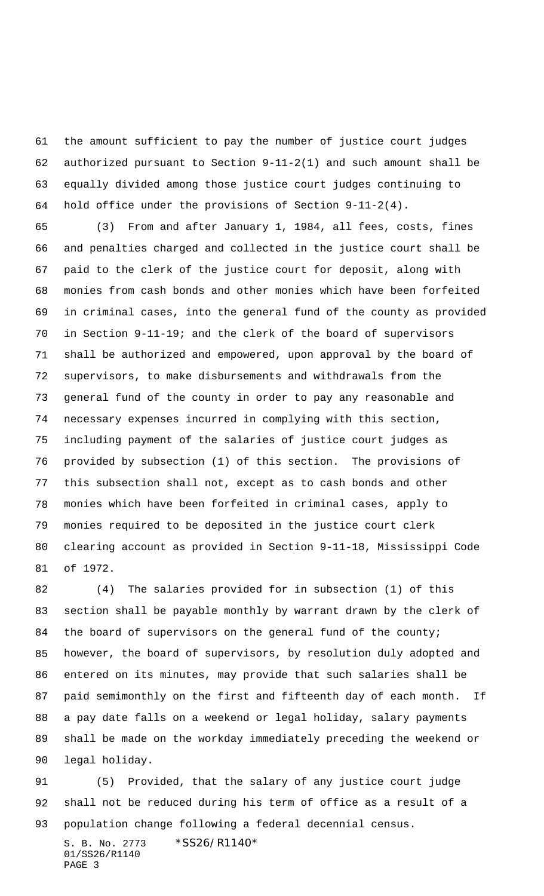the amount sufficient to pay the number of justice court judges authorized pursuant to Section 9-11-2(1) and such amount shall be equally divided among those justice court judges continuing to hold office under the provisions of Section 9-11-2(4).

(3) From and after January 1, 1984, all fees, costs, fines and penalties charged and collected in the justice court shall be paid to the clerk of the justice court for deposit, along with monies from cash bonds and other monies which have been forfeited in criminal cases, into the general fund of the county as provided in Section 9-11-19; and the clerk of the board of supervisors shall be authorized and empowered, upon approval by the board of supervisors, to make disbursements and withdrawals from the general fund of the county in order to pay any reasonable and necessary expenses incurred in complying with this section, including payment of the salaries of justice court judges as provided by subsection (1) of this section. The provisions of this subsection shall not, except as to cash bonds and other monies which have been forfeited in criminal cases, apply to monies required to be deposited in the justice court clerk clearing account as provided in Section 9-11-18, Mississippi Code of 1972.

(4) The salaries provided for in subsection (1) of this section shall be payable monthly by warrant drawn by the clerk of the board of supervisors on the general fund of the county; however, the board of supervisors, by resolution duly adopted and entered on its minutes, may provide that such salaries shall be paid semimonthly on the first and fifteenth day of each month. If a pay date falls on a weekend or legal holiday, salary payments shall be made on the workday immediately preceding the weekend or legal holiday.

(5) Provided, that the salary of any justice court judge shall not be reduced during his term of office as a result of a population change following a federal decennial census.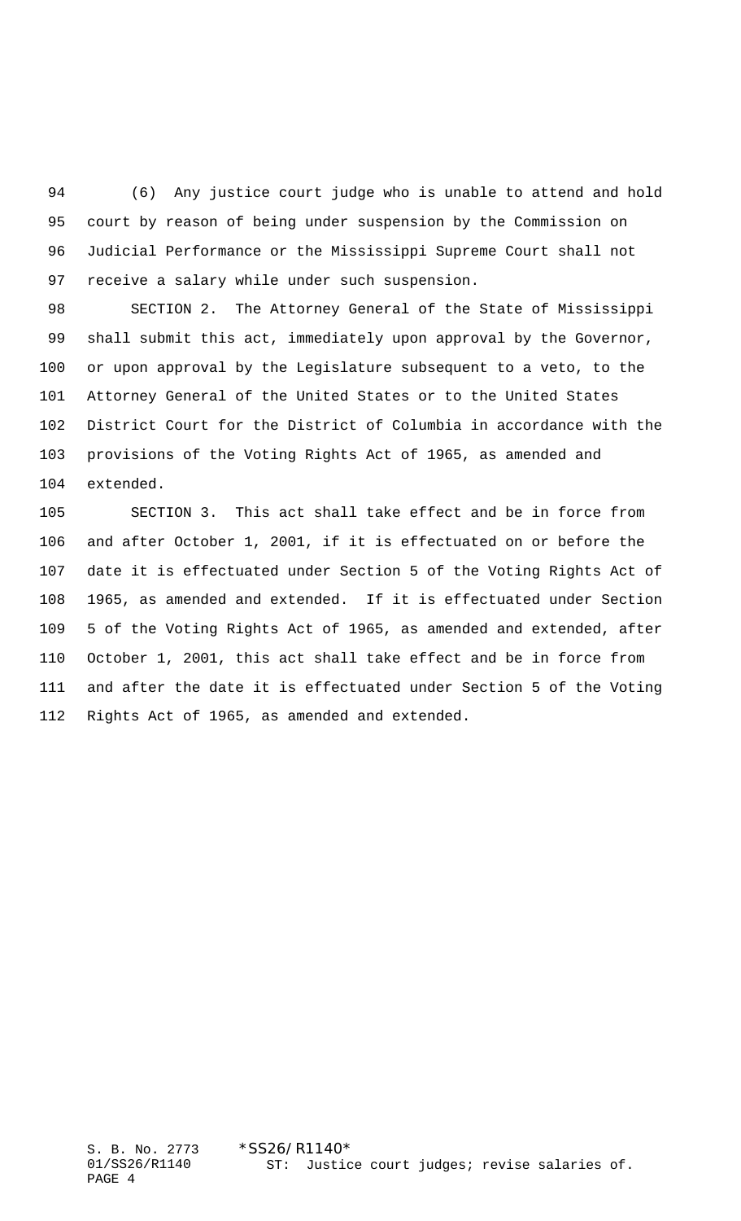(6) Any justice court judge who is unable to attend and hold court by reason of being under suspension by the Commission on Judicial Performance or the Mississippi Supreme Court shall not receive a salary while under such suspension.

SECTION 2. The Attorney General of the State of Mississippi shall submit this act, immediately upon approval by the Governor, or upon approval by the Legislature subsequent to a veto, to the Attorney General of the United States or to the United States District Court for the District of Columbia in accordance with the provisions of the Voting Rights Act of 1965, as amended and extended.

SECTION 3. This act shall take effect and be in force from and after October 1, 2001, if it is effectuated on or before the date it is effectuated under Section 5 of the Voting Rights Act of 1965, as amended and extended. If it is effectuated under Section 5 of the Voting Rights Act of 1965, as amended and extended, after October 1, 2001, this act shall take effect and be in force from and after the date it is effectuated under Section 5 of the Voting Rights Act of 1965, as amended and extended.